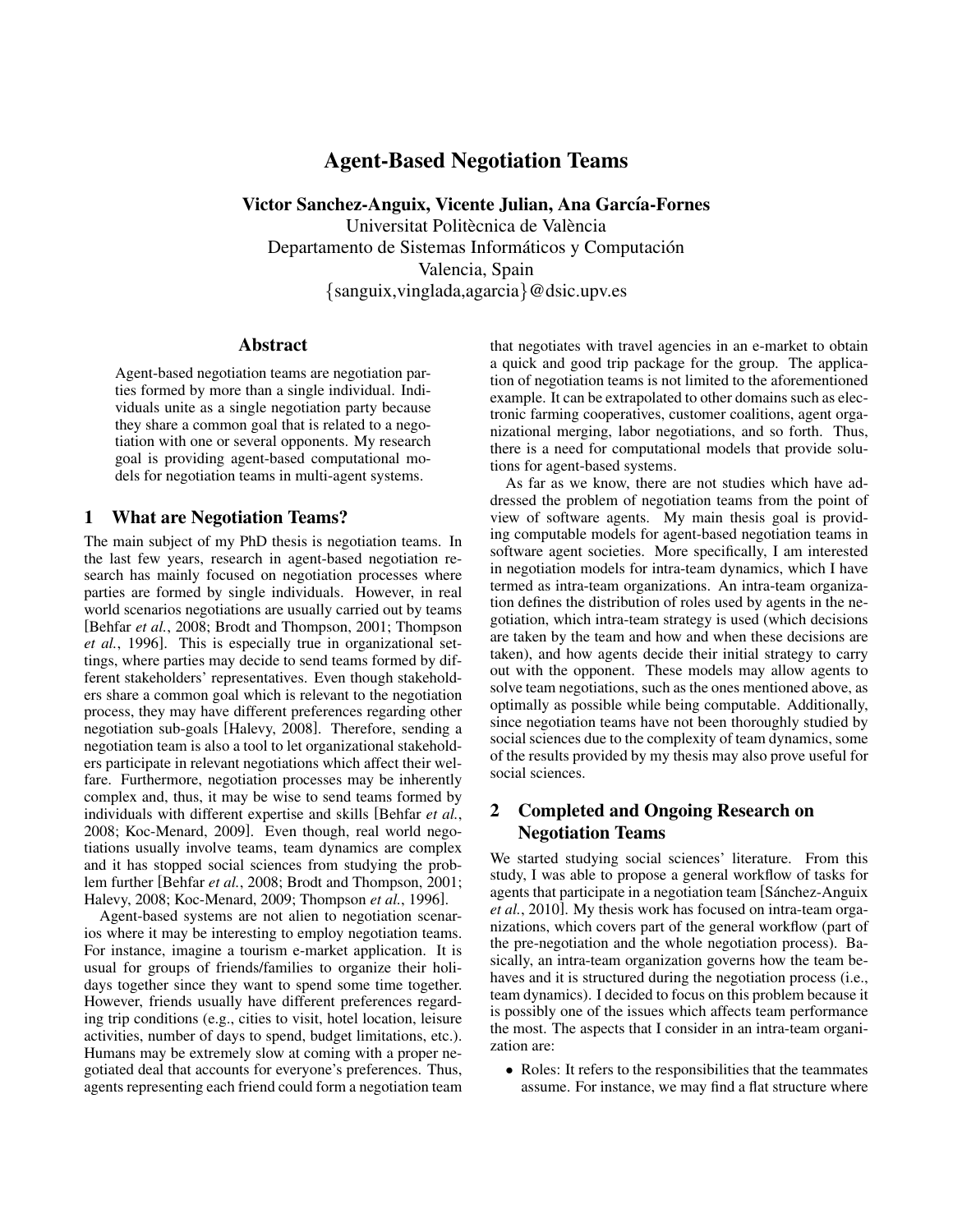# Agent-Based Negotiation Teams

**Victor Sanchez-Anguix, Vicente Julian, Ana García-Fornes**
Universitat Politècnica de València
Departamento de Sistemas Informáticos y Computación
Valencia, Spain
{sanguix,vinglada,agarcia}@dsic.upv.es

## Abstract

Agent-based negotiation teams are negotiation parties formed by more than a single individual. Individuals unite as a single negotiation party because they share a common goal that is related to a negotiation with one or several opponents. My research goal is providing agent-based computational models for negotiation teams in multi-agent systems.

## 1 What are Negotiation Teams?

The main subject of my PhD thesis is negotiation teams. In the last few years, research in agent-based negotiation research has mainly focused on negotiation processes where parties are formed by single individuals. However, in real world scenarios negotiations are usually carried out by teams [Behfar *et al.*, 2008; Brodt and Thompson, 2001; Thompson *et al.*, 1996]. This is especially true in organizational settings, where parties may decide to send teams formed by different stakeholders' representatives. Even though stakeholders share a common goal which is relevant to the negotiation process, they may have different preferences regarding other negotiation sub-goals [Halevy, 2008]. Therefore, sending a negotiation team is also a tool to let organizational stakeholders participate in relevant negotiations which affect their welfare. Furthermore, negotiation processes may be inherently complex and, thus, it may be wise to send teams formed by individuals with different expertise and skills [Behfar *et al.*, 2008; Koc-Menard, 2009]. Even though, real world negotiations usually involve teams, team dynamics are complex and it has stopped social sciences from studying the problem further [Behfar *et al.*, 2008; Brodt and Thompson, 2001; Halevy, 2008; Koc-Menard, 2009; Thompson *et al.*, 1996].

Agent-based systems are not alien to negotiation scenarios where it may be interesting to employ negotiation teams. For instance, imagine a tourism e-market application. It is usual for groups of friends/families to organize their holidays together since they want to spend some time together. However, friends usually have different preferences regarding trip conditions (e.g., cities to visit, hotel location, leisure activities, number of days to spend, budget limitations, etc.). Humans may be extremely slow at coming with a proper negotiated deal that accounts for everyone's preferences. Thus, agents representing each friend could form a negotiation team that negotiates with travel agencies in an e-market to obtain a quick and good trip package for the group. The application of negotiation teams is not limited to the aforementioned example. It can be extrapolated to other domains such as electronic farming cooperatives, customer coalitions, agent organizational merging, labor negotiations, and so forth. Thus, there is a need for computational models that provide solutions for agent-based systems.

As far as we know, there are not studies which have addressed the problem of negotiation teams from the point of view of software agents. My main thesis goal is providing computable models for agent-based negotiation teams in software agent societies. More specifically, I am interested in negotiation models for intra-team dynamics, which I have termed as intra-team organizations. An intra-team organization defines the distribution of roles used by agents in the negotiation, which intra-team strategy is used (which decisions are taken by the team and how and when these decisions are taken), and how agents decide their initial strategy to carry out with the opponent. These models may allow agents to solve team negotiations, such as the ones mentioned above, as optimally as possible while being computable. Additionally, since negotiation teams have not been thoroughly studied by social sciences due to the complexity of team dynamics, some of the results provided by my thesis may also prove useful for social sciences.

## 2 Completed and Ongoing Research on Negotiation Teams

We started studying social sciences' literature. From this study, I was able to propose a general workflow of tasks for agents that participate in a negotiation team [Sánchez-Anguix *et al.*, 2010]. My thesis work has focused on intra-team organizations, which covers part of the general workflow (part of the pre-negotiation and the whole negotiation process). Basically, an intra-team organization governs how the team behaves and it is structured during the negotiation process (i.e., team dynamics). I decided to focus on this problem because it is possibly one of the issues which affects team performance the most. The aspects that I consider in an intra-team organization are:

- Roles: It refers to the responsibilities that the teammates assume. For instance, we may find a flat structure where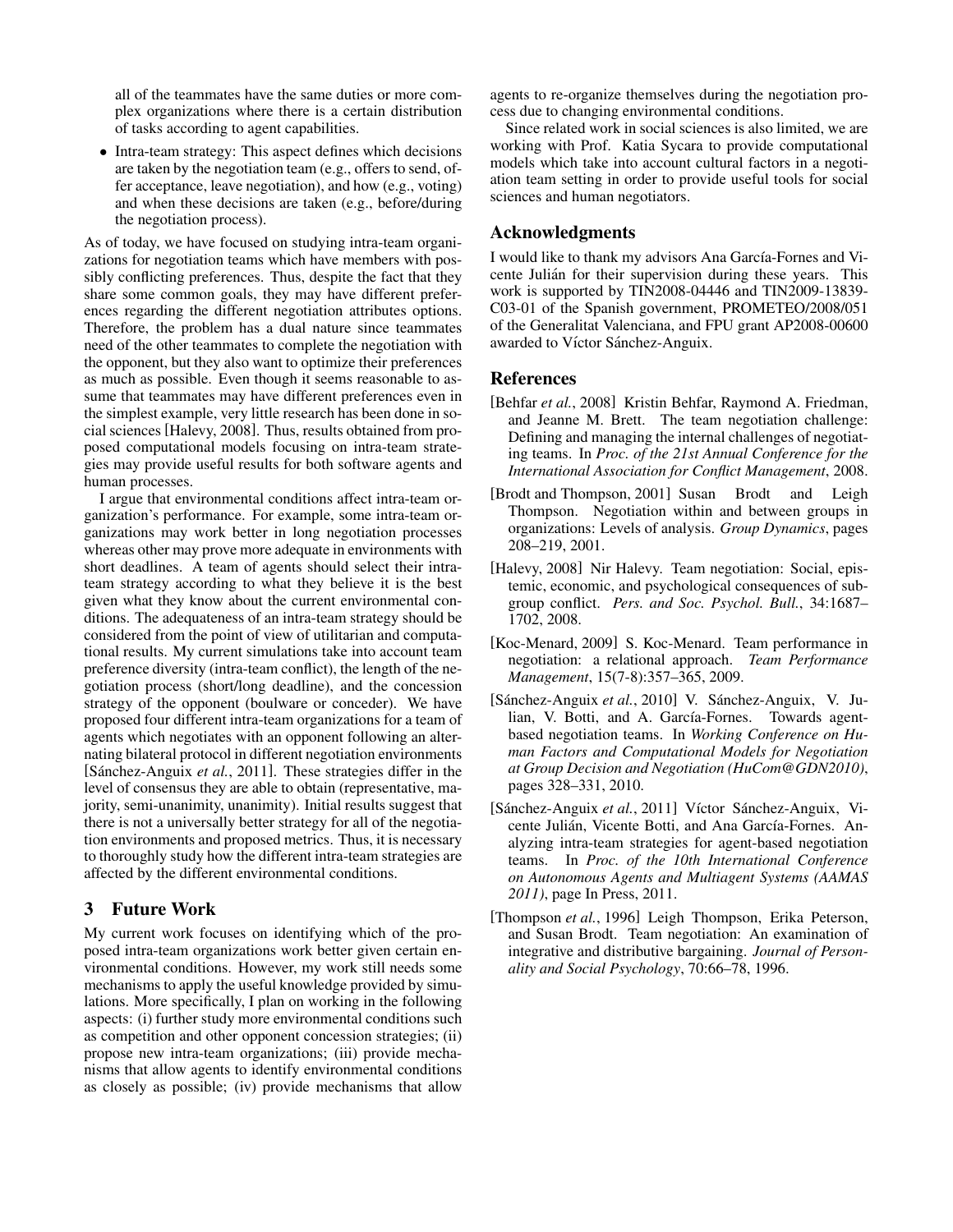all of the teammates have the same duties or more complex organizations where there is a certain distribution of tasks according to agent capabilities.

- Intra-team strategy: This aspect defines which decisions are taken by the negotiation team (e.g., offers to send, offer acceptance, leave negotiation), and how (e.g., voting) and when these decisions are taken (e.g., before/during the negotiation process).

As of today, we have focused on studying intra-team organizations for negotiation teams which have members with possibly conflicting preferences. Thus, despite the fact that they share some common goals, they may have different preferences regarding the different negotiation attributes options. Therefore, the problem has a dual nature since teammates need of the other teammates to complete the negotiation with the opponent, but they also want to optimize their preferences as much as possible. Even though it seems reasonable to assume that teammates may have different preferences even in the simplest example, very little research has been done in social sciences [Halevy, 2008]. Thus, results obtained from proposed computational models focusing on intra-team strategies may provide useful results for both software agents and human processes.

I argue that environmental conditions affect intra-team organization's performance. For example, some intra-team organizations may work better in long negotiation processes whereas other may prove more adequate in environments with short deadlines. A team of agents should select their intra-team strategy according to what they believe it is the best given what they know about the current environmental conditions. The adequateness of an intra-team strategy should be considered from the point of view of utilitarian and computational results. My current simulations take into account team preference diversity (intra-team conflict), the length of the negotiation process (short/long deadline), and the concession strategy of the opponent (boulware or conceder). We have proposed four different intra-team organizations for a team of agents which negotiates with an opponent following an alternating bilateral protocol in different negotiation environments [Sánchez-Anguix *et al.*, 2011]. These strategies differ in the level of consensus they are able to obtain (representative, majority, semi-unanimity, unanimity). Initial results suggest that there is not a universally better strategy for all of the negotiation environments and proposed metrics. Thus, it is necessary to thoroughly study how the different intra-team strategies are affected by the different environmental conditions.

## 3 Future Work

My current work focuses on identifying which of the proposed intra-team organizations work better given certain environmental conditions. However, my work still needs some mechanisms to apply the useful knowledge provided by simulations. More specifically, I plan on working in the following aspects: (i) further study more environmental conditions such as competition and other opponent concession strategies; (ii) propose new intra-team organizations; (iii) provide mechanisms that allow agents to identify environmental conditions as closely as possible; (iv) provide mechanisms that allow agents to re-organize themselves during the negotiation process due to changing environmental conditions.

Since related work in social sciences is also limited, we are working with Prof. Katia Sycara to provide computational models which take into account cultural factors in a negotiation team setting in order to provide useful tools for social sciences and human negotiators.

## Acknowledgments

I would like to thank my advisors Ana García-Fornes and Vicente Julián for their supervision during these years. This work is supported by TIN2008-04446 and TIN2009-13839-C03-01 of the Spanish government, PROMETEO/2008/051 of the Generalitat Valenciana, and FPU grant AP2008-00600 awarded to Víctor Sánchez-Anguix.

## References

[Behfar *et al.*, 2008] Kristin Behfar, Raymond A. Friedman, and Jeanne M. Brett. The team negotiation challenge: Defining and managing the internal challenges of negotiating teams. In *Proc. of the 21st Annual Conference for the International Association for Conflict Management*, 2008.

[Brodt and Thompson, 2001] Susan Brodt and Leigh Thompson. Negotiation within and between groups in organizations: Levels of analysis. *Group Dynamics*, pages 208–219, 2001.

[Halevy, 2008] Nir Halevy. Team negotiation: Social, epistemic, economic, and psychological consequences of subgroup conflict. *Pers. and Soc. Psychol. Bull.*, 34:1687–1702, 2008.

[Koc-Menard, 2009] S. Koc-Menard. Team performance in negotiation: a relational approach. *Team Performance Management*, 15(7-8):357–365, 2009.

[Sánchez-Anguix *et al.*, 2010] V. Sánchez-Anguix, V. Julian, V. Botti, and A. García-Fornes. Towards agent-based negotiation teams. In *Working Conference on Human Factors and Computational Models for Negotiation at Group Decision and Negotiation (HuCom@GDN2010)*, pages 328–331, 2010.

[Sánchez-Anguix *et al.*, 2011] Víctor Sánchez-Anguix, Vicente Julián, Vicente Botti, and Ana García-Fornes. Analyzing intra-team strategies for agent-based negotiation teams. In *Proc. of the 10th International Conference on Autonomous Agents and Multiagent Systems (AAMAS 2011)*, page In Press, 2011.

[Thompson *et al.*, 1996] Leigh Thompson, Erika Peterson, and Susan Brodt. Team negotiation: An examination of integrative and distributive bargaining. *Journal of Personality and Social Psychology*, 70:66–78, 1996.